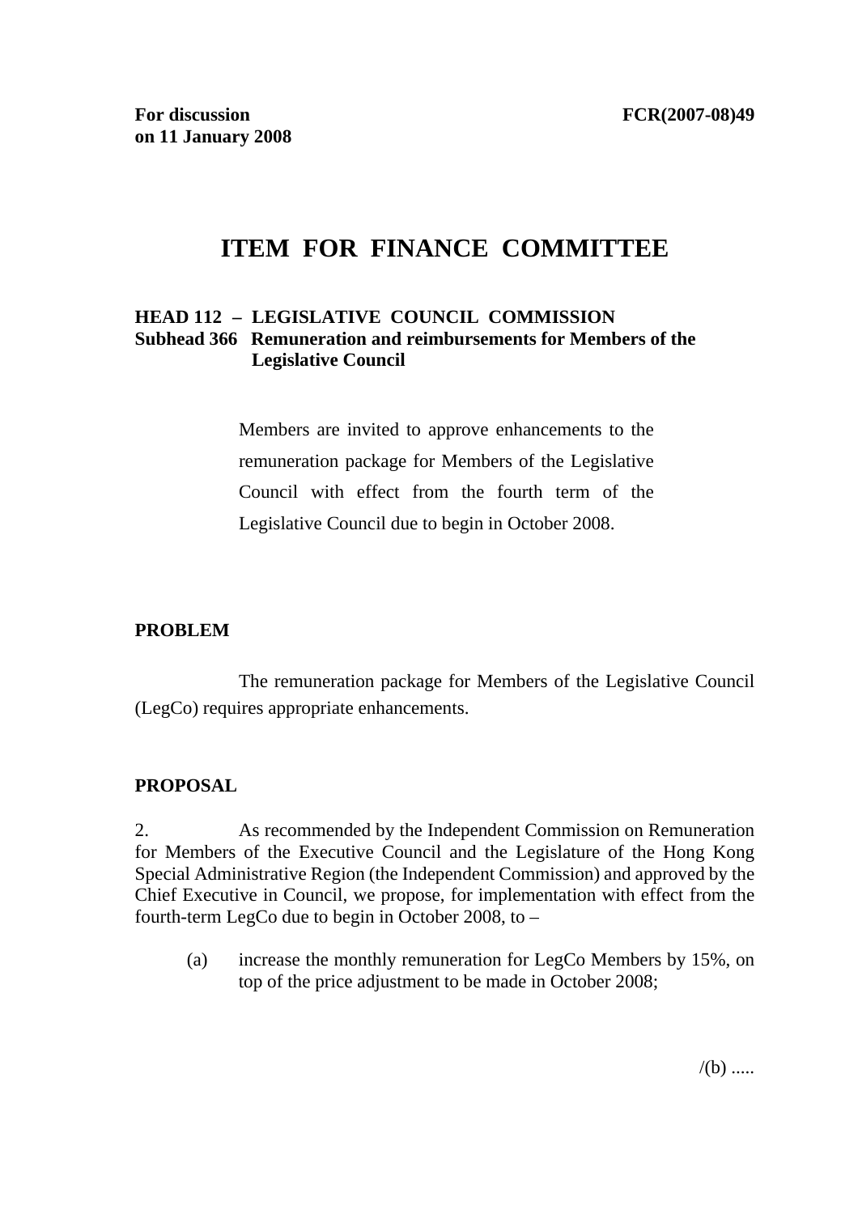**For discussion on 11 January 2008** **FCR(2007-08)49**

# ITEM FOR FINANCE COMMITTEE

**HEAD 112 – LEGISLATIVE COUNCIL COMMISSION**
**Subhead 366 Remuneration and reimbursements for Members of the Legislative Council**

Members are invited to approve enhancements to the remuneration package for Members of the Legislative Council with effect from the fourth term of the Legislative Council due to begin in October 2008.

## PROBLEM

The remuneration package for Members of the Legislative Council (LegCo) requires appropriate enhancements.

## PROPOSAL

2. As recommended by the Independent Commission on Remuneration for Members of the Executive Council and the Legislature of the Hong Kong Special Administrative Region (the Independent Commission) and approved by the Chief Executive in Council, we propose, for implementation with effect from the fourth-term LegCo due to begin in October 2008, to –

(a) increase the monthly remuneration for LegCo Members by 15%, on top of the price adjustment to be made in October 2008;

/(b) .....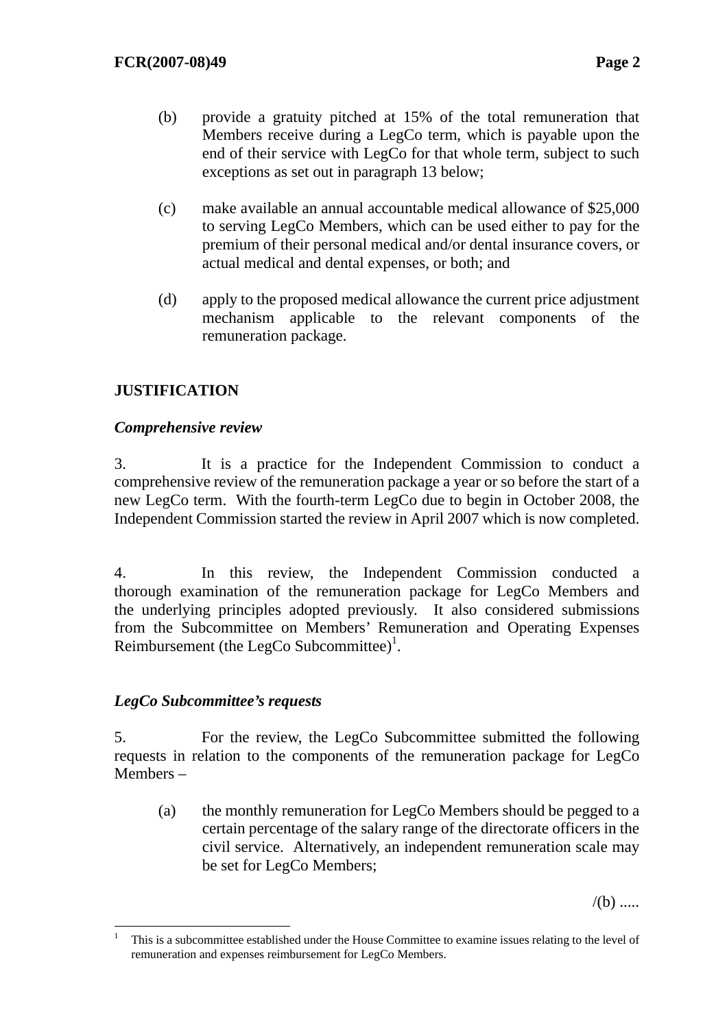(b) provide a gratuity pitched at 15% of the total remuneration that Members receive during a LegCo term, which is payable upon the end of their service with LegCo for that whole term, subject to such exceptions as set out in paragraph 13 below;

(c) make available an annual accountable medical allowance of $25,000 to serving LegCo Members, which can be used either to pay for the premium of their personal medical and/or dental insurance covers, or actual medical and dental expenses, or both; and

(d) apply to the proposed medical allowance the current price adjustment mechanism applicable to the relevant components of the remuneration package.

## JUSTIFICATION

### *Comprehensive review*

3. It is a practice for the Independent Commission to conduct a comprehensive review of the remuneration package a year or so before the start of a new LegCo term. With the fourth-term LegCo due to begin in October 2008, the Independent Commission started the review in April 2007 which is now completed.

4. In this review, the Independent Commission conducted a thorough examination of the remuneration package for LegCo Members and the underlying principles adopted previously. It also considered submissions from the Subcommittee on Members' Remuneration and Operating Expenses Reimbursement (the LegCo Subcommittee)[1].

### *LegCo Subcommittee's requests*

5. For the review, the LegCo Subcommittee submitted the following requests in relation to the components of the remuneration package for LegCo Members –

(a) the monthly remuneration for LegCo Members should be pegged to a certain percentage of the salary range of the directorate officers in the civil service. Alternatively, an independent remuneration scale may be set for LegCo Members;

/(b) .....

---

[1] This is a subcommittee established under the House Committee to examine issues relating to the level of remuneration and expenses reimbursement for LegCo Members.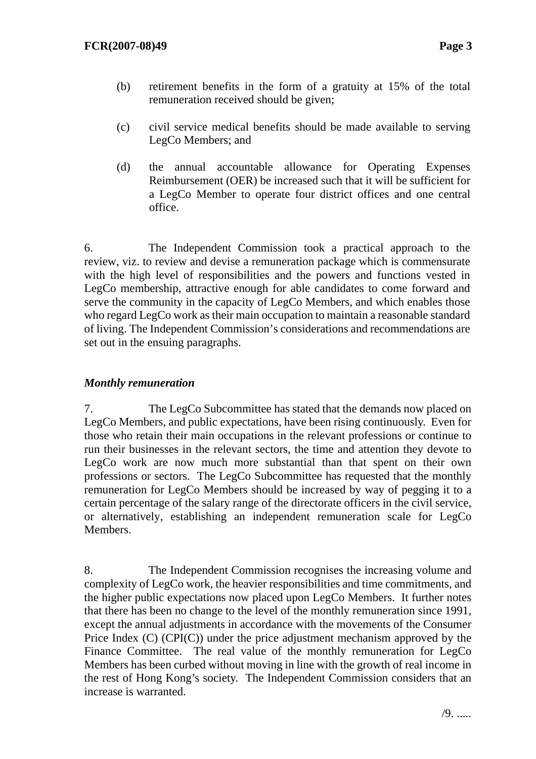(b) retirement benefits in the form of a gratuity at 15% of the total remuneration received should be given;

(c) civil service medical benefits should be made available to serving LegCo Members; and

(d) the annual accountable allowance for Operating Expenses Reimbursement (OER) be increased such that it will be sufficient for a LegCo Member to operate four district offices and one central office.

6. The Independent Commission took a practical approach to the review, viz. to review and devise a remuneration package which is commensurate with the high level of responsibilities and the powers and functions vested in LegCo membership, attractive enough for able candidates to come forward and serve the community in the capacity of LegCo Members, and which enables those who regard LegCo work as their main occupation to maintain a reasonable standard of living. The Independent Commission's considerations and recommendations are set out in the ensuing paragraphs.

***Monthly remuneration***

7. The LegCo Subcommittee has stated that the demands now placed on LegCo Members, and public expectations, have been rising continuously. Even for those who retain their main occupations in the relevant professions or continue to run their businesses in the relevant sectors, the time and attention they devote to LegCo work are now much more substantial than that spent on their own professions or sectors. The LegCo Subcommittee has requested that the monthly remuneration for LegCo Members should be increased by way of pegging it to a certain percentage of the salary range of the directorate officers in the civil service, or alternatively, establishing an independent remuneration scale for LegCo Members.

8. The Independent Commission recognises the increasing volume and complexity of LegCo work, the heavier responsibilities and time commitments, and the higher public expectations now placed upon LegCo Members. It further notes that there has been no change to the level of the monthly remuneration since 1991, except the annual adjustments in accordance with the movements of the Consumer Price Index (C) (CPI(C)) under the price adjustment mechanism approved by the Finance Committee. The real value of the monthly remuneration for LegCo Members has been curbed without moving in line with the growth of real income in the rest of Hong Kong's society. The Independent Commission considers that an increase is warranted.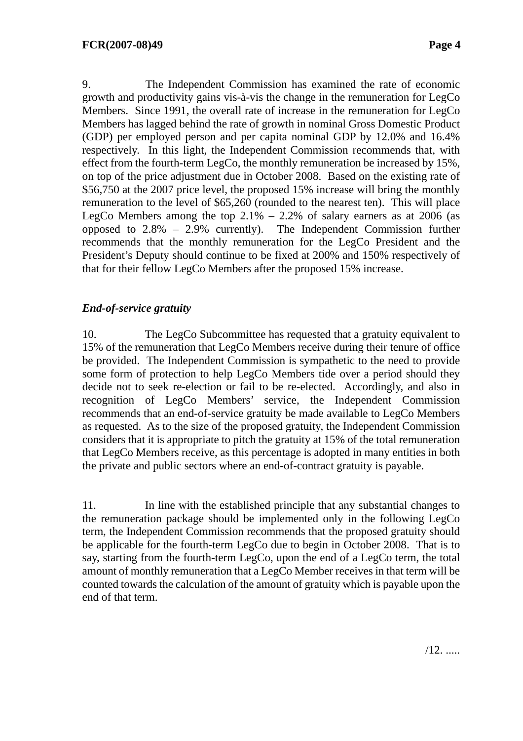9. The Independent Commission has examined the rate of economic growth and productivity gains vis-à-vis the change in the remuneration for LegCo Members. Since 1991, the overall rate of increase in the remuneration for LegCo Members has lagged behind the rate of growth in nominal Gross Domestic Product (GDP) per employed person and per capita nominal GDP by 12.0% and 16.4% respectively. In this light, the Independent Commission recommends that, with effect from the fourth-term LegCo, the monthly remuneration be increased by 15%, on top of the price adjustment due in October 2008. Based on the existing rate of $56,750 at the 2007 price level, the proposed 15% increase will bring the monthly remuneration to the level of $65,260 (rounded to the nearest ten). This will place LegCo Members among the top 2.1% – 2.2% of salary earners as at 2006 (as opposed to 2.8% – 2.9% currently). The Independent Commission further recommends that the monthly remuneration for the LegCo President and the President's Deputy should continue to be fixed at 200% and 150% respectively of that for their fellow LegCo Members after the proposed 15% increase.

***End-of-service gratuity***

10. The LegCo Subcommittee has requested that a gratuity equivalent to 15% of the remuneration that LegCo Members receive during their tenure of office be provided. The Independent Commission is sympathetic to the need to provide some form of protection to help LegCo Members tide over a period should they decide not to seek re-election or fail to be re-elected. Accordingly, and also in recognition of LegCo Members' service, the Independent Commission recommends that an end-of-service gratuity be made available to LegCo Members as requested. As to the size of the proposed gratuity, the Independent Commission considers that it is appropriate to pitch the gratuity at 15% of the total remuneration that LegCo Members receive, as this percentage is adopted in many entities in both the private and public sectors where an end-of-contract gratuity is payable.

11. In line with the established principle that any substantial changes to the remuneration package should be implemented only in the following LegCo term, the Independent Commission recommends that the proposed gratuity should be applicable for the fourth-term LegCo due to begin in October 2008. That is to say, starting from the fourth-term LegCo, upon the end of a LegCo term, the total amount of monthly remuneration that a LegCo Member receives in that term will be counted towards the calculation of the amount of gratuity which is payable upon the end of that term.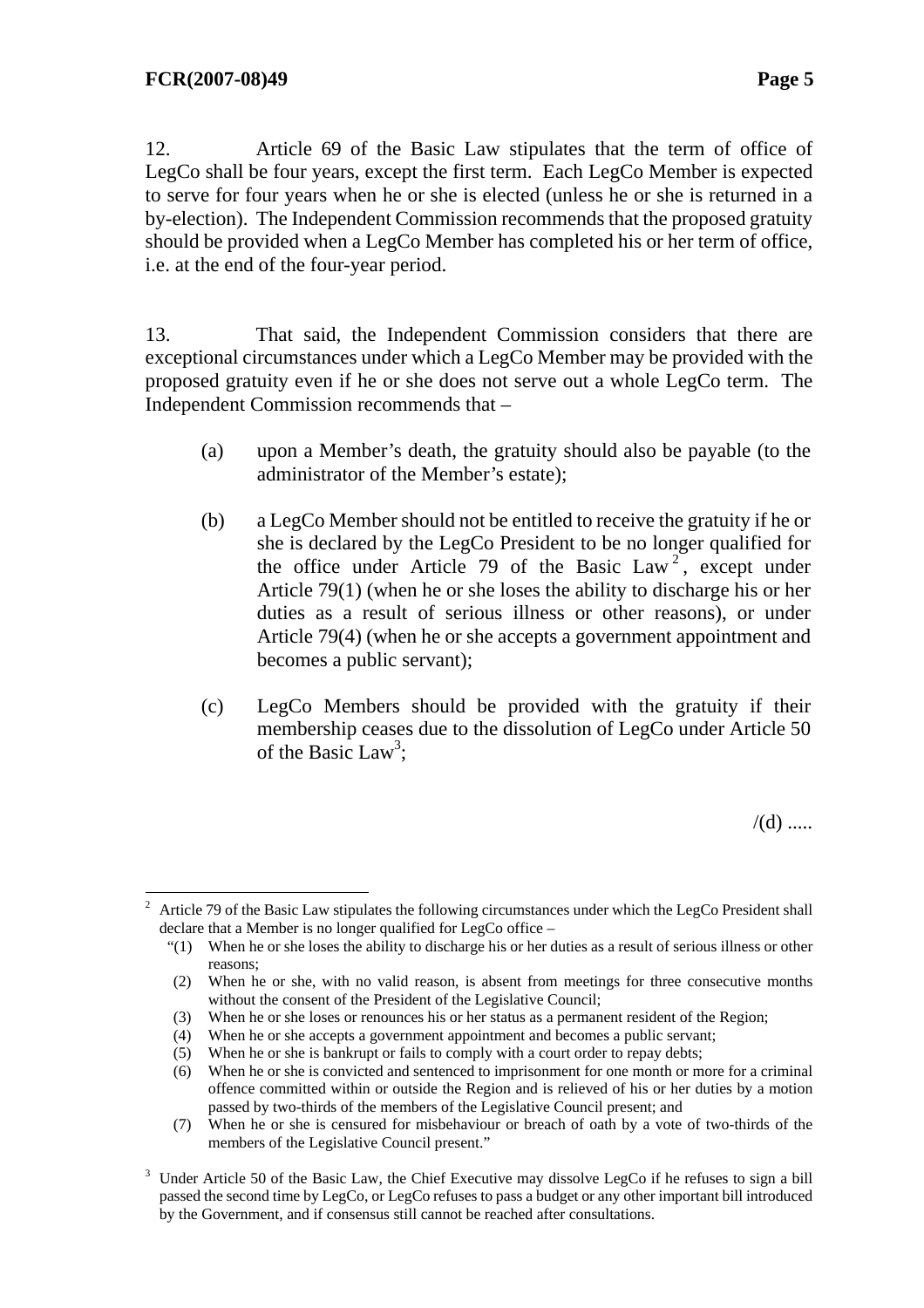12. Article 69 of the Basic Law stipulates that the term of office of LegCo shall be four years, except the first term. Each LegCo Member is expected to serve for four years when he or she is elected (unless he or she is returned in a by-election). The Independent Commission recommends that the proposed gratuity should be provided when a LegCo Member has completed his or her term of office, i.e. at the end of the four-year period.

13. That said, the Independent Commission considers that there are exceptional circumstances under which a LegCo Member may be provided with the proposed gratuity even if he or she does not serve out a whole LegCo term. The Independent Commission recommends that –

(a) upon a Member's death, the gratuity should also be payable (to the administrator of the Member's estate);

(b) a LegCo Member should not be entitled to receive the gratuity if he or she is declared by the LegCo President to be no longer qualified for the office under Article 79 of the Basic Law[2], except under Article 79(1) (when he or she loses the ability to discharge his or her duties as a result of serious illness or other reasons), or under Article 79(4) (when he or she accepts a government appointment and becomes a public servant);

(c) LegCo Members should be provided with the gratuity if their membership ceases due to the dissolution of LegCo under Article 50 of the Basic Law[3];

/(d) .....

---

[2] Article 79 of the Basic Law stipulates the following circumstances under which the LegCo President shall declare that a Member is no longer qualified for LegCo office –

"(1) When he or she loses the ability to discharge his or her duties as a result of serious illness or other reasons;
(2) When he or she, with no valid reason, is absent from meetings for three consecutive months without the consent of the President of the Legislative Council;
(3) When he or she loses or renounces his or her status as a permanent resident of the Region;
(4) When he or she accepts a government appointment and becomes a public servant;
(5) When he or she is bankrupt or fails to comply with a court order to repay debts;
(6) When he or she is convicted and sentenced to imprisonment for one month or more for a criminal offence committed within or outside the Region and is relieved of his or her duties by a motion passed by two-thirds of the members of the Legislative Council present; and
(7) When he or she is censured for misbehaviour or breach of oath by a vote of two-thirds of the members of the Legislative Council present."

[3] Under Article 50 of the Basic Law, the Chief Executive may dissolve LegCo if he refuses to sign a bill passed the second time by LegCo, or LegCo refuses to pass a budget or any other important bill introduced by the Government, and if consensus still cannot be reached after consultations.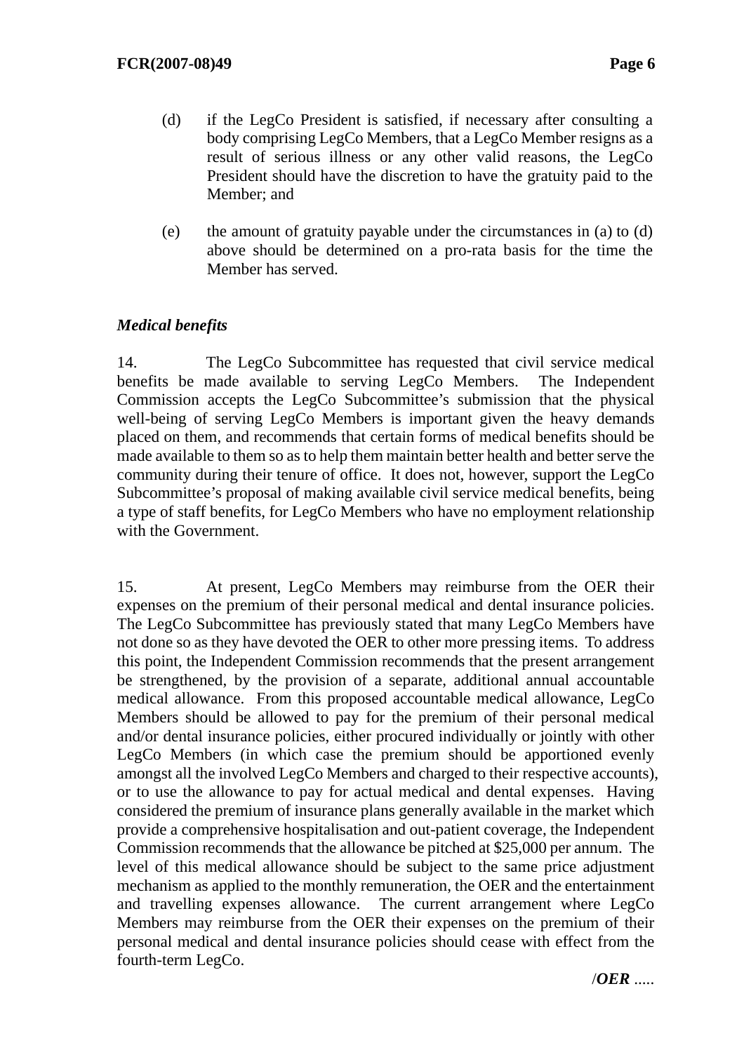(d) if the LegCo President is satisfied, if necessary after consulting a body comprising LegCo Members, that a LegCo Member resigns as a result of serious illness or any other valid reasons, the LegCo President should have the discretion to have the gratuity paid to the Member; and

(e) the amount of gratuity payable under the circumstances in (a) to (d) above should be determined on a pro-rata basis for the time the Member has served.

### *Medical benefits*

14. The LegCo Subcommittee has requested that civil service medical benefits be made available to serving LegCo Members. The Independent Commission accepts the LegCo Subcommittee's submission that the physical well-being of serving LegCo Members is important given the heavy demands placed on them, and recommends that certain forms of medical benefits should be made available to them so as to help them maintain better health and better serve the community during their tenure of office. It does not, however, support the LegCo Subcommittee's proposal of making available civil service medical benefits, being a type of staff benefits, for LegCo Members who have no employment relationship with the Government.

15. At present, LegCo Members may reimburse from the OER their expenses on the premium of their personal medical and dental insurance policies. The LegCo Subcommittee has previously stated that many LegCo Members have not done so as they have devoted the OER to other more pressing items. To address this point, the Independent Commission recommends that the present arrangement be strengthened, by the provision of a separate, additional annual accountable medical allowance. From this proposed accountable medical allowance, LegCo Members should be allowed to pay for the premium of their personal medical and/or dental insurance policies, either procured individually or jointly with other LegCo Members (in which case the premium should be apportioned evenly amongst all the involved LegCo Members and charged to their respective accounts), or to use the allowance to pay for actual medical and dental expenses. Having considered the premium of insurance plans generally available in the market which provide a comprehensive hospitalisation and out-patient coverage, the Independent Commission recommends that the allowance be pitched at $25,000 per annum. The level of this medical allowance should be subject to the same price adjustment mechanism as applied to the monthly remuneration, the OER and the entertainment and travelling expenses allowance. The current arrangement where LegCo Members may reimburse from the OER their expenses on the premium of their personal medical and dental insurance policies should cease with effect from the fourth-term LegCo.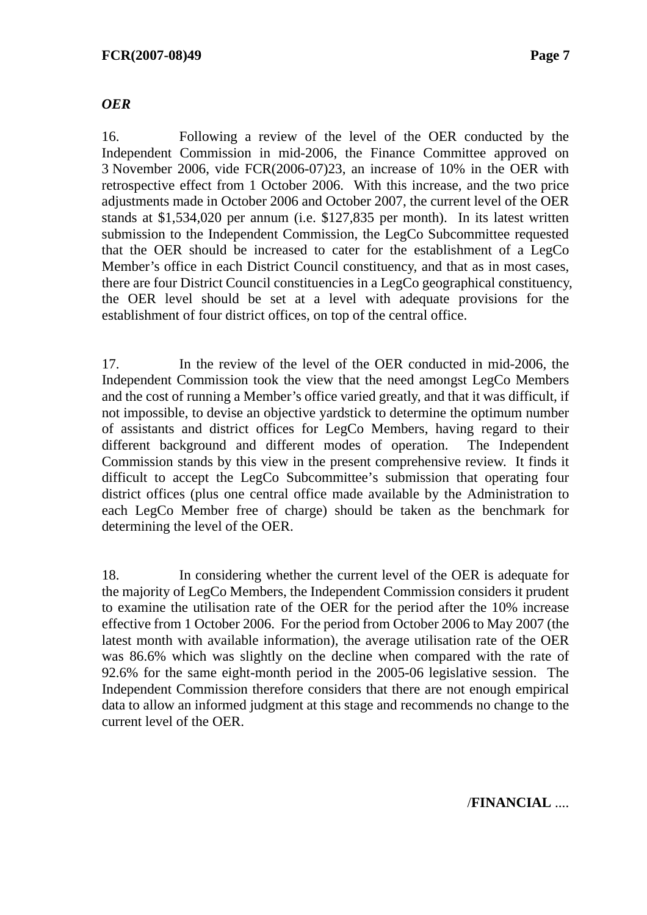*OER*

16. Following a review of the level of the OER conducted by the Independent Commission in mid-2006, the Finance Committee approved on 3 November 2006, vide FCR(2006-07)23, an increase of 10% in the OER with retrospective effect from 1 October 2006. With this increase, and the two price adjustments made in October 2006 and October 2007, the current level of the OER stands at $1,534,020 per annum (i.e. $127,835 per month). In its latest written submission to the Independent Commission, the LegCo Subcommittee requested that the OER should be increased to cater for the establishment of a LegCo Member's office in each District Council constituency, and that as in most cases, there are four District Council constituencies in a LegCo geographical constituency, the OER level should be set at a level with adequate provisions for the establishment of four district offices, on top of the central office.

17. In the review of the level of the OER conducted in mid-2006, the Independent Commission took the view that the need amongst LegCo Members and the cost of running a Member's office varied greatly, and that it was difficult, if not impossible, to devise an objective yardstick to determine the optimum number of assistants and district offices for LegCo Members, having regard to their different background and different modes of operation. The Independent Commission stands by this view in the present comprehensive review. It finds it difficult to accept the LegCo Subcommittee's submission that operating four district offices (plus one central office made available by the Administration to each LegCo Member free of charge) should be taken as the benchmark for determining the level of the OER.

18. In considering whether the current level of the OER is adequate for the majority of LegCo Members, the Independent Commission considers it prudent to examine the utilisation rate of the OER for the period after the 10% increase effective from 1 October 2006. For the period from October 2006 to May 2007 (the latest month with available information), the average utilisation rate of the OER was 86.6% which was slightly on the decline when compared with the rate of 92.6% for the same eight-month period in the 2005-06 legislative session. The Independent Commission therefore considers that there are not enough empirical data to allow an informed judgment at this stage and recommends no change to the current level of the OER.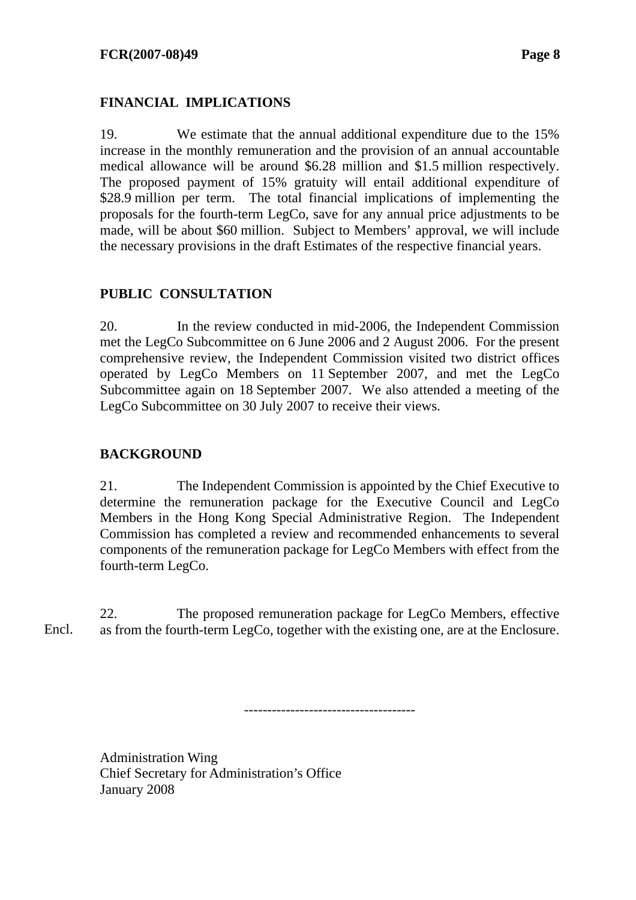## FINANCIAL IMPLICATIONS

19. We estimate that the annual additional expenditure due to the 15% increase in the monthly remuneration and the provision of an annual accountable medical allowance will be around $6.28 million and $1.5 million respectively. The proposed payment of 15% gratuity will entail additional expenditure of $28.9 million per term. The total financial implications of implementing the proposals for the fourth-term LegCo, save for any annual price adjustments to be made, will be about $60 million. Subject to Members' approval, we will include the necessary provisions in the draft Estimates of the respective financial years.

## PUBLIC CONSULTATION

20. In the review conducted in mid-2006, the Independent Commission met the LegCo Subcommittee on 6 June 2006 and 2 August 2006. For the present comprehensive review, the Independent Commission visited two district offices operated by LegCo Members on 11 September 2007, and met the LegCo Subcommittee again on 18 September 2007. We also attended a meeting of the LegCo Subcommittee on 30 July 2007 to receive their views.

## BACKGROUND

21. The Independent Commission is appointed by the Chief Executive to determine the remuneration package for the Executive Council and LegCo Members in the Hong Kong Special Administrative Region. The Independent Commission has completed a review and recommended enhancements to several components of the remuneration package for LegCo Members with effect from the fourth-term LegCo.

Encl.

22. The proposed remuneration package for LegCo Members, effective as from the fourth-term LegCo, together with the existing one, are at the Enclosure.

-------------------------------------

Administration Wing
Chief Secretary for Administration's Office
January 2008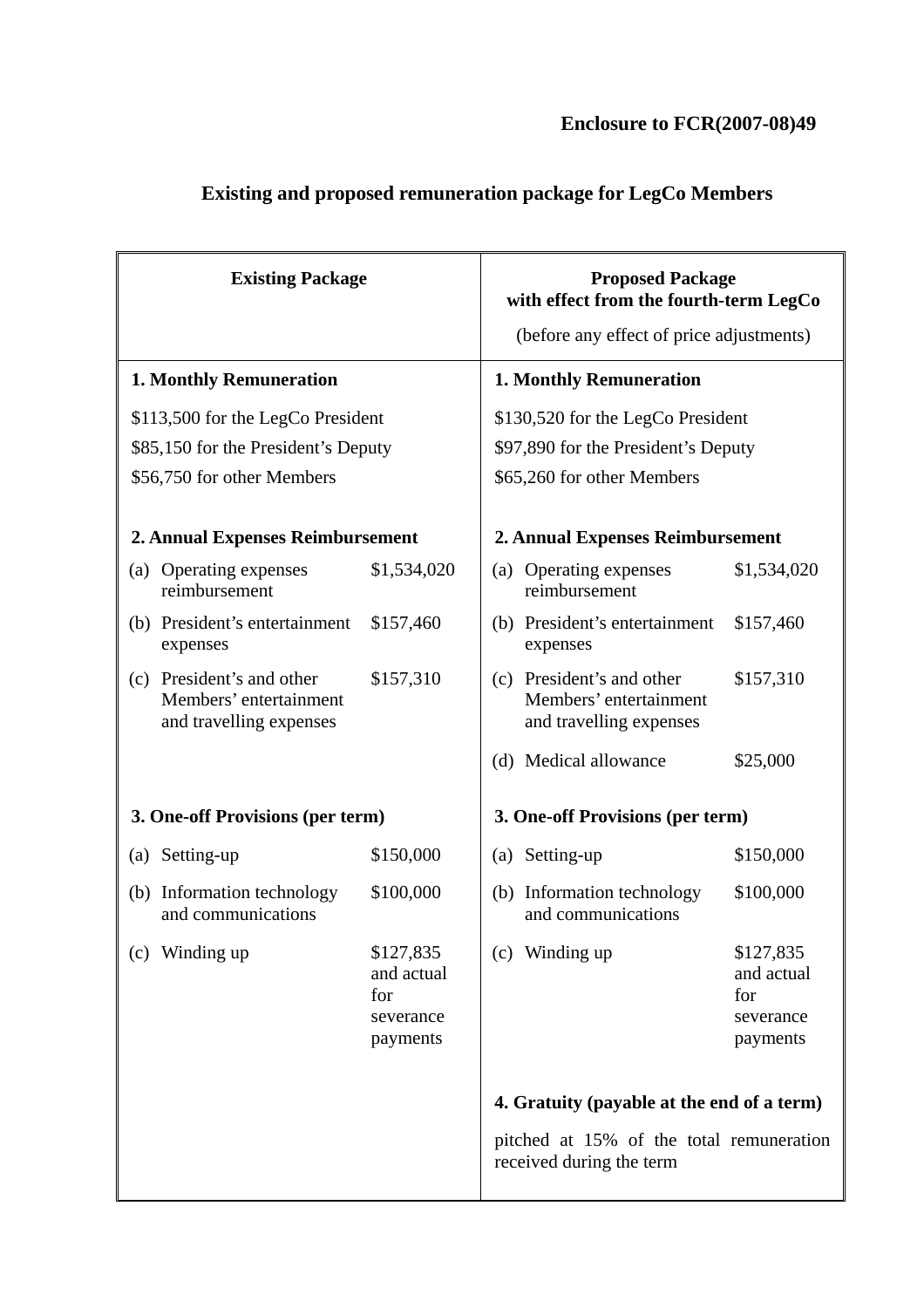**Enclosure to FCR(2007-08)49**

## Existing and proposed remuneration package for LegCo Members

| Existing Package | | Proposed Package with effect from the fourth-term LegCo (before any effect of price adjustments) | |
|---|---|---|---|
| **1. Monthly Remuneration** | | **1. Monthly Remuneration** | |
| $113,500 for the LegCo President | | $130,520 for the LegCo President | |
| $85,150 for the President's Deputy | | $97,890 for the President's Deputy | |
| $56,750 for other Members | | $65,260 for other Members | |
| **2. Annual Expenses Reimbursement** | | **2. Annual Expenses Reimbursement** | |
| (a) Operating expenses reimbursement | $1,534,020 | (a) Operating expenses reimbursement | $1,534,020 |
| (b) President's entertainment expenses | $157,460 | (b) President's entertainment expenses | $157,460 |
| (c) President's and other Members' entertainment and travelling expenses | $157,310 | (c) President's and other Members' entertainment and travelling expenses | $157,310 |
| | | (d) Medical allowance | $25,000 |
| **3. One-off Provisions (per term)** | | **3. One-off Provisions (per term)** | |
| (a) Setting-up | $150,000 | (a) Setting-up | $150,000 |
| (b) Information technology and communications | $100,000 | (b) Information technology and communications | $100,000 |
| (c) Winding up | $127,835 and actual for severance payments | (c) Winding up | $127,835 and actual for severance payments |
| | | **4. Gratuity (payable at the end of a term)** | |
| | | pitched at 15% of the total remuneration received during the term | |